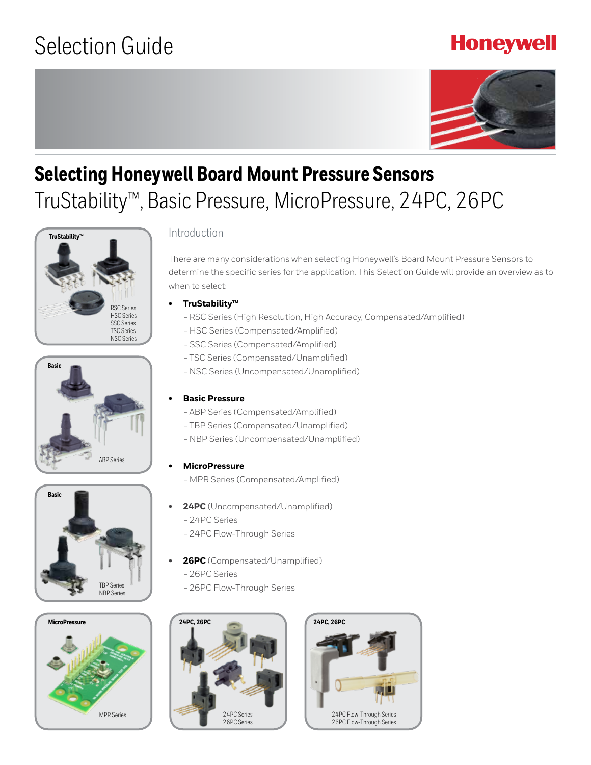Selection Guide

Honeywell

# Selecting Honeywell Board Mount Pressure Sensors

## TruStability™, Basic Pressure, MicroPressure, 24PC, 26PC

TruStability™
RSC Series
HSC Series
SSC Series
TSC Series
NSC Series

Basic
ABP Series

Basic
TBP Series
NBP Series

MicroPressure
MPR Series

### Introduction

There are many considerations when selecting Honeywell's Board Mount Pressure Sensors to determine the specific series for the application. This Selection Guide will provide an overview as to when to select:

- **TruStability™**
  - RSC Series (High Resolution, High Accuracy, Compensated/Amplified)
  - HSC Series (Compensated/Amplified)
  - SSC Series (Compensated/Amplified)
  - TSC Series (Compensated/Unamplified)
  - NSC Series (Uncompensated/Unamplified)
- **Basic Pressure**
  - ABP Series (Compensated/Amplified)
  - TBP Series (Compensated/Unamplified)
  - NBP Series (Uncompensated/Unamplified)
- **MicroPressure**
  - MPR Series (Compensated/Amplified)
- **24PC** (Uncompensated/Unamplified)
  - 24PC Series
  - 24PC Flow-Through Series
- **26PC** (Compensated/Unamplified)
  - 26PC Series
  - 26PC Flow-Through Series

24PC, 26PC
24PC Series
26PC Series

24PC, 26PC
24PC Flow-Through Series
26PC Flow-Through Series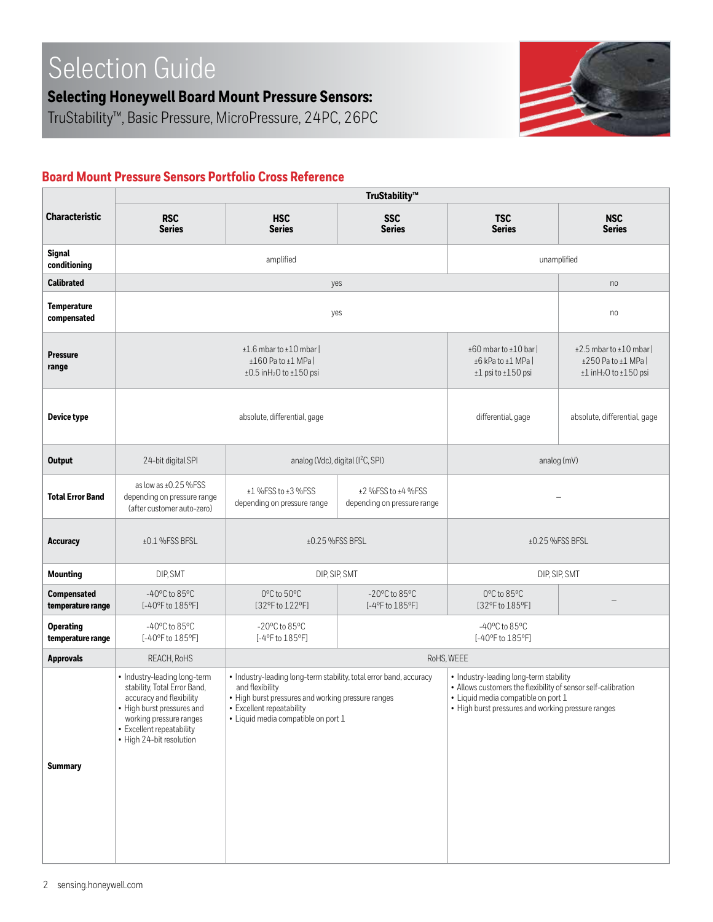# Selection Guide

## Selecting Honeywell Board Mount Pressure Sensors:

TruStability™, Basic Pressure, MicroPressure, 24PC, 26PC

### Board Mount Pressure Sensors Portfolio Cross Reference

| Characteristic | TruStability™ | | | | |
|---|---|---|---|---|---|
| | RSC Series | HSC Series | SSC Series | TSC Series | NSC Series |
| Signal conditioning | amplified | amplified | amplified | unamplified | unamplified |
| Calibrated | yes | yes | yes | yes | no |
| Temperature compensated | yes | yes | yes | yes | no |
| Pressure range | ±1.6 mbar to ±10 mbar \| ±160 Pa to ±1 MPa \| ±0.5 inH2O to ±150 psi | ±1.6 mbar to ±10 mbar \| ±160 Pa to ±1 MPa \| ±0.5 inH2O to ±150 psi | ±1.6 mbar to ±10 mbar \| ±160 Pa to ±1 MPa \| ±0.5 inH2O to ±150 psi | ±60 mbar to ±10 bar \| ±6 kPa to ±1 MPa \| ±1 psi to ±150 psi | ±2.5 mbar to ±10 mbar \| ±250 Pa to ±1 MPa \| ±1 inH2O to ±150 psi |
| Device type | absolute, differential, gage | absolute, differential, gage | absolute, differential, gage | differential, gage | absolute, differential, gage |
| Output | 24-bit digital SPI | analog (Vdc), digital (I2C, SPI) | analog (Vdc), digital (I2C, SPI) | analog (mV) | analog (mV) |
| Total Error Band | as low as ±0.25 %FSS depending on pressure range (after customer auto-zero) | ±1 %FSS to ±3 %FSS depending on pressure range | ±2 %FSS to ±4 %FSS depending on pressure range | – | – |
| Accuracy | ±0.1 %FSS BFSL | ±0.25 %FSS BFSL | ±0.25 %FSS BFSL | ±0.25 %FSS BFSL | ±0.25 %FSS BFSL |
| Mounting | DIP, SMT | DIP, SIP, SMT | DIP, SIP, SMT | DIP, SIP, SMT | DIP, SIP, SMT |
| Compensated temperature range | -40°C to 85°C [-40°F to 185°F] | 0°C to 50°C [32°F to 122°F] | -20°C to 85°C [-4°F to 185°F] | 0°C to 85°C [32°F to 185°F] | – |
| Operating temperature range | -40°C to 85°C [-40°F to 185°F] | -20°C to 85°C [-4°F to 185°F] | -40°C to 85°C [-40°F to 185°F] | -40°C to 85°C [-40°F to 185°F] | -40°C to 85°C [-40°F to 185°F] |
| Approvals | REACH, RoHS | RoHS, WEEE | RoHS, WEEE | RoHS, WEEE | RoHS, WEEE |
| Summary | • Industry-leading long-term stability, Total Error Band, accuracy and flexibility • High burst pressures and working pressure ranges • Excellent repeatability • High 24-bit resolution | • Industry-leading long-term stability, total error band, accuracy and flexibility • High burst pressures and working pressure ranges • Excellent repeatability • Liquid media compatible on port 1 | • Industry-leading long-term stability, total error band, accuracy and flexibility • High burst pressures and working pressure ranges • Excellent repeatability • Liquid media compatible on port 1 | • Industry-leading long-term stability • Allows customers the flexibility of sensor self-calibration • Liquid media compatible on port 1 • High burst pressures and working pressure ranges | • Industry-leading long-term stability • Allows customers the flexibility of sensor self-calibration • Liquid media compatible on port 1 • High burst pressures and working pressure ranges |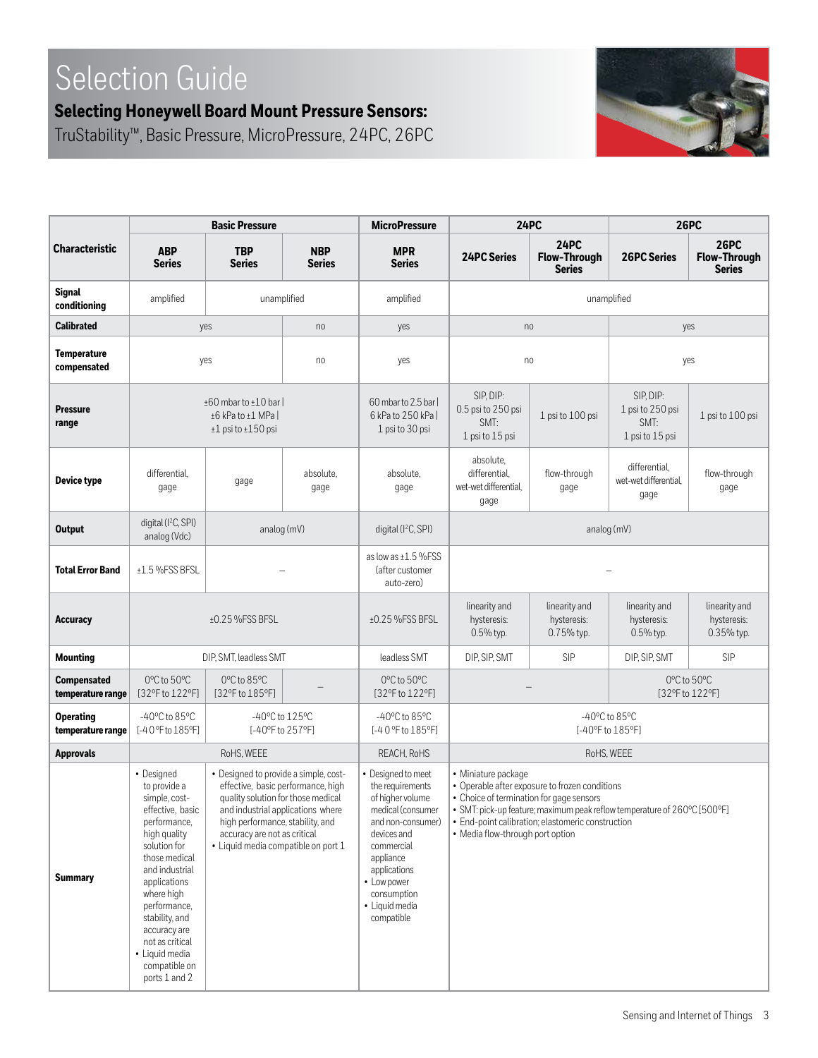# Selection Guide

## Selecting Honeywell Board Mount Pressure Sensors:

TruStability™, Basic Pressure, MicroPressure, 24PC, 26PC

| Characteristic | Basic Pressure | | | MicroPressure | 24PC | | 26PC | |
|---|---|---|---|---|---|---|---|---|
| | **ABP Series** | **TBP Series** | **NBP Series** | **MPR Series** | **24PC Series** | **24PC Flow-Through Series** | **26PC Series** | **26PC Flow-Through Series** |
| **Signal conditioning** | amplified | unamplified | unamplified | amplified | unamplified | unamplified | unamplified | unamplified |
| **Calibrated** | yes | yes | no | yes | no | no | yes | yes |
| **Temperature compensated** | yes | yes | no | yes | no | no | yes | yes |
| **Pressure range** | ±60 mbar to ±10 bar \| ±6 kPa to ±1 MPa \| ±1 psi to ±150 psi | ±60 mbar to ±10 bar \| ±6 kPa to ±1 MPa \| ±1 psi to ±150 psi | ±60 mbar to ±10 bar \| ±6 kPa to ±1 MPa \| ±1 psi to ±150 psi | 60 mbar to 2.5 bar \| 6 kPa to 250 kPa \| 1 psi to 30 psi | SIP, DIP: 0.5 psi to 250 psi SMT: 1 psi to 15 psi | 1 psi to 100 psi | SIP, DIP: 1 psi to 250 psi SMT: 1 psi to 15 psi | 1 psi to 100 psi |
| **Device type** | differential, gage | gage | absolute, gage | absolute, gage | absolute, differential, wet-wet differential, gage | flow-through gage | differential, wet-wet differential, gage | flow-through gage |
| **Output** | digital (I²C, SPI) analog (Vdc) | analog (mV) | analog (mV) | digital (I²C, SPI) | analog (mV) | analog (mV) | analog (mV) | analog (mV) |
| **Total Error Band** | ±1.5 %FSS BFSL | – | – | as low as ±1.5 %FSS (after customer auto-zero) | – | – | – | – |
| **Accuracy** | ±0.25 %FSS BFSL | ±0.25 %FSS BFSL | ±0.25 %FSS BFSL | ±0.25 %FSS BFSL | linearity and hysteresis: 0.5% typ. | linearity and hysteresis: 0.75% typ. | linearity and hysteresis: 0.5% typ. | linearity and hysteresis: 0.35% typ. |
| **Mounting** | DIP, SMT, leadless SMT | DIP, SMT, leadless SMT | DIP, SMT, leadless SMT | leadless SMT | DIP, SIP, SMT | SIP | DIP, SIP, SMT | SIP |
| **Compensated temperature range** | 0°C to 50°C [32°F to 122°F] | 0°C to 85°C [32°F to 185°F] | – | 0°C to 50°C [32°F to 122°F] | – | – | 0°C to 50°C [32°F to 122°F] | 0°C to 50°C [32°F to 122°F] |
| **Operating temperature range** | -40°C to 85°C [-40°F to 185°F] | -40°C to 125°C [-40°F to 257°F] | -40°C to 125°C [-40°F to 257°F] | -40°C to 85°C [-40°F to 185°F] | -40°C to 85°C [-40°F to 185°F] | -40°C to 85°C [-40°F to 185°F] | -40°C to 85°C [-40°F to 185°F] | -40°C to 85°C [-40°F to 185°F] |
| **Approvals** | RoHS, WEEE | RoHS, WEEE | RoHS, WEEE | REACH, RoHS | RoHS, WEEE | RoHS, WEEE | RoHS, WEEE | RoHS, WEEE |
| **Summary** | • Designed to provide a simple, cost-effective, basic performance, high quality solution for those medical and industrial applications where high performance, stability, and accuracy are not as critical • Liquid media compatible on ports 1 and 2 | • Designed to provide a simple, cost-effective, basic performance, high quality solution for those medical and industrial applications where high performance, stability, and accuracy are not as critical • Liquid media compatible on port 1 | • Designed to provide a simple, cost-effective, basic performance, high quality solution for those medical and industrial applications where high performance, stability, and accuracy are not as critical • Liquid media compatible on port 1 | • Designed to meet the requirements of higher volume medical (consumer and non-consumer) devices and commercial appliance applications • Low power consumption • Liquid media compatible | • Miniature package • Operable after exposure to frozen conditions • Choice of termination for gage sensors • SMT: pick-up feature; maximum peak reflow temperature of 260°C [500°F] • End-point calibration; elastomeric construction • Media flow-through port option | | | |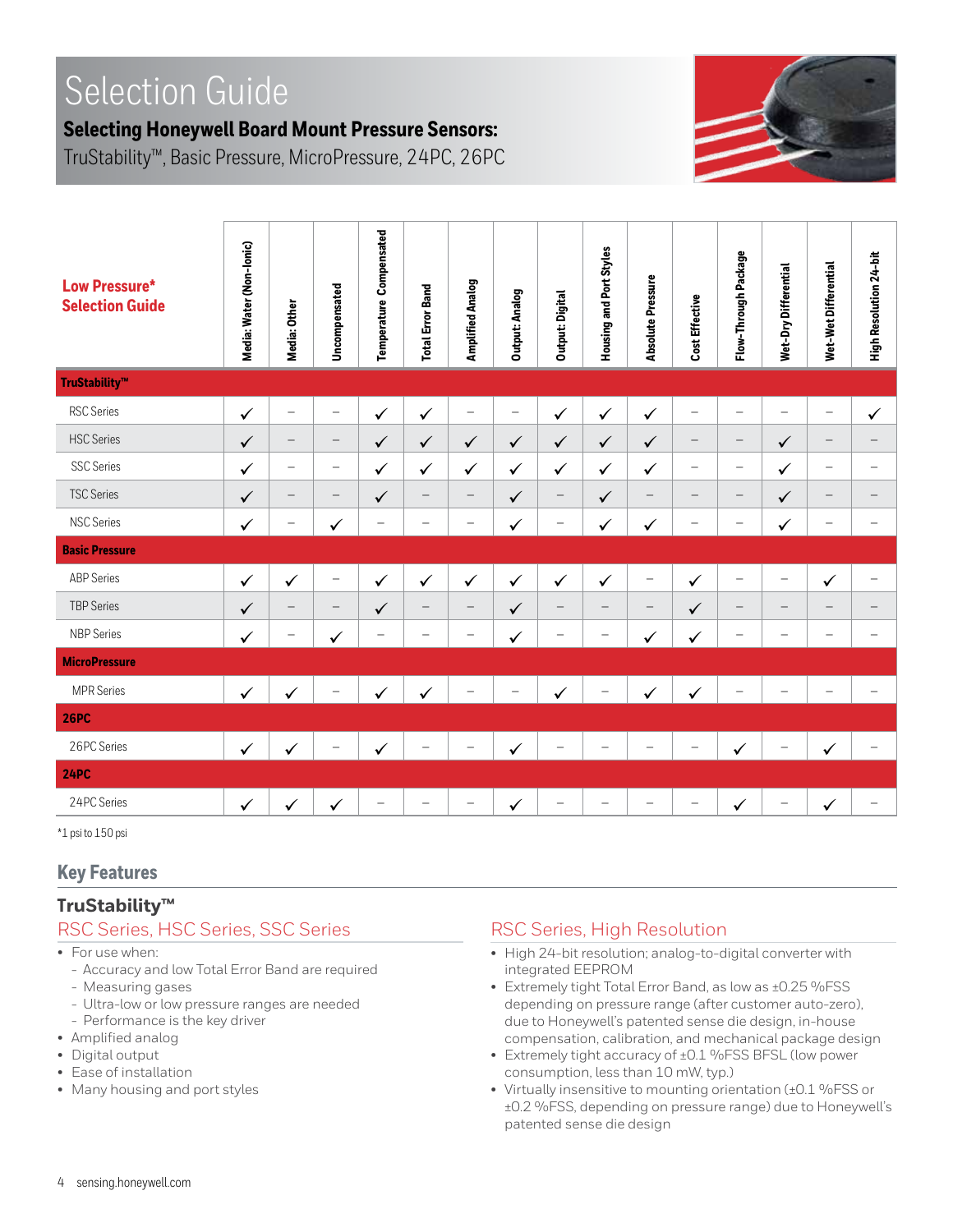# Selection Guide

## Selecting Honeywell Board Mount Pressure Sensors:

TruStability™, Basic Pressure, MicroPressure, 24PC, 26PC

| Low Pressure* Selection Guide | Media: Water (Non-Ionic) | Media: Other | Uncompensated | Temperature Compensated | Total Error Band | Amplified Analog | Output: Analog | Output: Digital | Housing and Port Styles | Absolute Pressure | Cost Effective | Flow-Through Package | Wet-Dry Differential | Wet-Wet Differential | High Resolution 24-bit |
|---|---|---|---|---|---|---|---|---|---|---|---|---|---|---|---|
| **TruStability™** | | | | | | | | | | | | | | | |
| RSC Series | ✓ | – | – | ✓ | ✓ | – | – | ✓ | ✓ | ✓ | – | – | – | – | ✓ |
| HSC Series | ✓ | – | – | ✓ | ✓ | ✓ | ✓ | ✓ | ✓ | ✓ | – | – | ✓ | – | – |
| SSC Series | ✓ | – | – | ✓ | ✓ | ✓ | ✓ | ✓ | ✓ | ✓ | – | – | ✓ | – | – |
| TSC Series | ✓ | – | – | ✓ | – | – | ✓ | – | ✓ | – | – | – | ✓ | – | – |
| NSC Series | ✓ | – | ✓ | – | – | – | ✓ | – | ✓ | ✓ | – | – | ✓ | – | – |
| **Basic Pressure** | | | | | | | | | | | | | | | |
| ABP Series | ✓ | ✓ | – | ✓ | ✓ | ✓ | ✓ | ✓ | ✓ | – | ✓ | – | – | ✓ | – |
| TBP Series | ✓ | – | – | ✓ | – | – | ✓ | – | – | – | ✓ | – | – | – | – |
| NBP Series | ✓ | – | ✓ | – | – | – | ✓ | – | – | ✓ | ✓ | – | – | – | – |
| **MicroPressure** | | | | | | | | | | | | | | | |
| MPR Series | ✓ | ✓ | – | ✓ | ✓ | – | – | ✓ | – | ✓ | ✓ | – | – | – | – |
| **26PC** | | | | | | | | | | | | | | | |
| 26PC Series | ✓ | ✓ | – | ✓ | – | – | ✓ | – | – | – | – | ✓ | – | ✓ | – |
| **24PC** | | | | | | | | | | | | | | | |
| 24PC Series | ✓ | ✓ | ✓ | – | – | – | ✓ | – | – | – | – | ✓ | – | ✓ | – |

*1 psi to 150 psi

## Key Features

### TruStability™

#### RSC Series, HSC Series, SSC Series

- For use when:
  - Accuracy and low Total Error Band are required
  - Measuring gases
  - Ultra-low or low pressure ranges are needed
  - Performance is the key driver
- Amplified analog
- Digital output
- Ease of installation
- Many housing and port styles

#### RSC Series, High Resolution

- High 24-bit resolution; analog-to-digital converter with integrated EEPROM
- Extremely tight Total Error Band, as low as ±0.25 %FSS depending on pressure range (after customer auto-zero), due to Honeywell's patented sense die design, in-house compensation, calibration, and mechanical package design
- Extremely tight accuracy of ±0.1 %FSS BFSL (low power consumption, less than 10 mW, typ.)
- Virtually insensitive to mounting orientation (±0.1 %FSS or ±0.2 %FSS, depending on pressure range) due to Honeywell's patented sense die design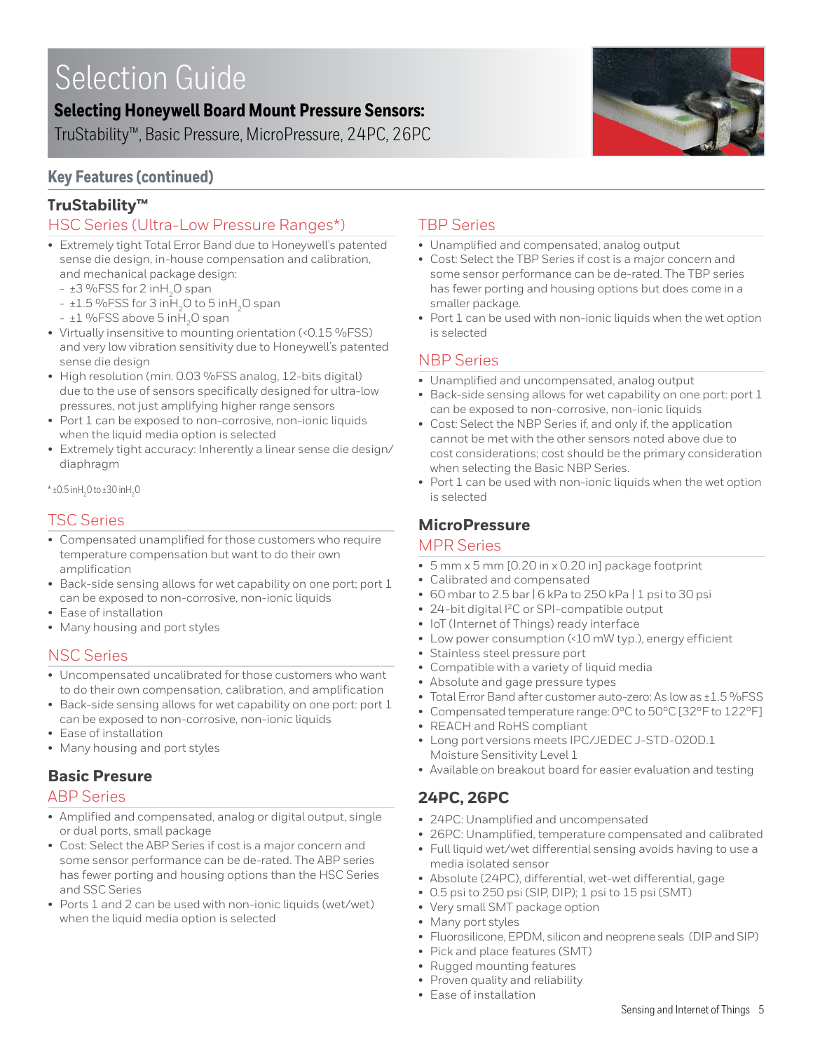# Selection Guide

**Selecting Honeywell Board Mount Pressure Sensors:**

TruStability™, Basic Pressure, MicroPressure, 24PC, 26PC

## Key Features (continued)

### TruStability™

#### HSC Series (Ultra-Low Pressure Ranges*)

- Extremely tight Total Error Band due to Honeywell's patented sense die design, in-house compensation and calibration, and mechanical package design:
  - ±3 %FSS for 2 in$H_2O$ span
  - ±1.5 %FSS for 3 in$H_2O$ to 5 in$H_2O$ span
  - ±1 %FSS above 5 in$H_2O$ span
- Virtually insensitive to mounting orientation (<0.15 %FSS) and very low vibration sensitivity due to Honeywell's patented sense die design
- High resolution (min. 0.03 %FSS analog, 12-bits digital) due to the use of sensors specifically designed for ultra-low pressures, not just amplifying higher range sensors
- Port 1 can be exposed to non-corrosive, non-ionic liquids when the liquid media option is selected
- Extremely tight accuracy: Inherently a linear sense die design/diaphragm

* ±0.5 in$H_2O$ to ±30 in$H_2O$

#### TSC Series

- Compensated unamplified for those customers who require temperature compensation but want to do their own amplification
- Back-side sensing allows for wet capability on one port; port 1 can be exposed to non-corrosive, non-ionic liquids
- Ease of installation
- Many housing and port styles

#### NSC Series

- Uncompensated uncalibrated for those customers who want to do their own compensation, calibration, and amplification
- Back-side sensing allows for wet capability on one port: port 1 can be exposed to non-corrosive, non-ionic liquids
- Ease of installation
- Many housing and port styles

### Basic Presure

#### ABP Series

- Amplified and compensated, analog or digital output, single or dual ports, small package
- Cost: Select the ABP Series if cost is a major concern and some sensor performance can be de-rated. The ABP series has fewer porting and housing options than the HSC Series and SSC Series
- Ports 1 and 2 can be used with non-ionic liquids (wet/wet) when the liquid media option is selected

#### TBP Series

- Unamplified and compensated, analog output
- Cost: Select the TBP Series if cost is a major concern and some sensor performance can be de-rated. The TBP series has fewer porting and housing options but does come in a smaller package.
- Port 1 can be used with non-ionic liquids when the wet option is selected

#### NBP Series

- Unamplified and uncompensated, analog output
- Back-side sensing allows for wet capability on one port: port 1 can be exposed to non-corrosive, non-ionic liquids
- Cost: Select the NBP Series if, and only if, the application cannot be met with the other sensors noted above due to cost considerations; cost should be the primary consideration when selecting the Basic NBP Series.
- Port 1 can be used with non-ionic liquids when the wet option is selected

### MicroPressure

#### MPR Series

- 5 mm x 5 mm [0.20 in x 0.20 in] package footprint
- Calibrated and compensated
- 60 mbar to 2.5 bar | 6 kPa to 250 kPa | 1 psi to 30 psi
- 24-bit digital $I^2C$ or SPI-compatible output
- IoT (Internet of Things) ready interface
- Low power consumption (<10 mW typ.), energy efficient
- Stainless steel pressure port
- Compatible with a variety of liquid media
- Absolute and gage pressure types
- Total Error Band after customer auto-zero: As low as ±1.5 %FSS
- Compensated temperature range: 0°C to 50°C [32°F to 122°F]
- REACH and RoHS compliant
- Long port versions meets IPC/JEDEC J-STD-020D.1 Moisture Sensitivity Level 1
- Available on breakout board for easier evaluation and testing

### 24PC, 26PC

- 24PC: Unamplified and uncompensated
- 26PC: Unamplified, temperature compensated and calibrated
- Full liquid wet/wet differential sensing avoids having to use a media isolated sensor
- Absolute (24PC), differential, wet-wet differential, gage
- 0.5 psi to 250 psi (SIP, DIP); 1 psi to 15 psi (SMT)
- Very small SMT package option
- Many port styles
- Fluorosilicone, EPDM, silicon and neoprene seals (DIP and SIP)
- Pick and place features (SMT)
- Rugged mounting features
- Proven quality and reliability
- Ease of installation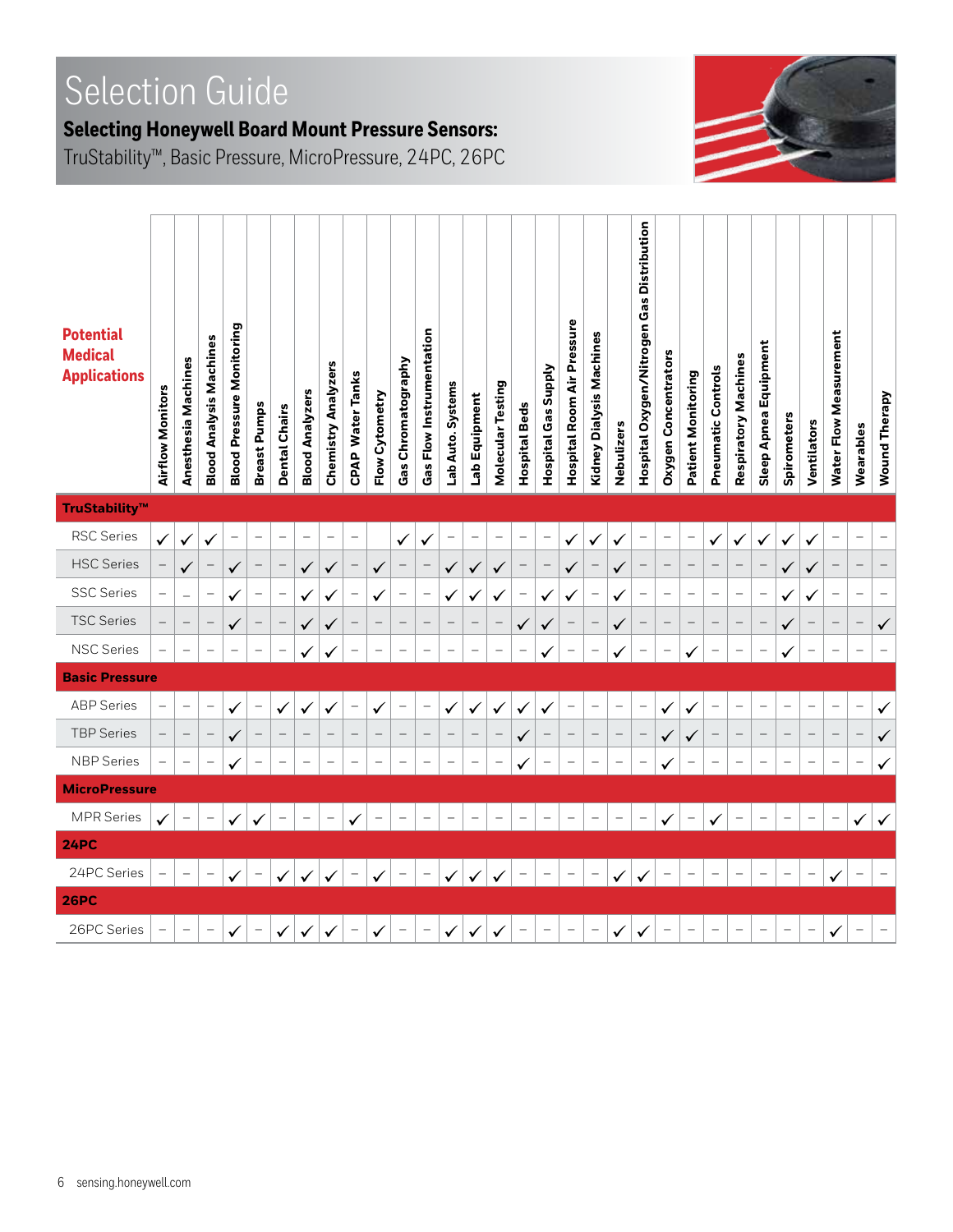# Selection Guide

## Selecting Honeywell Board Mount Pressure Sensors:

TruStability™, Basic Pressure, MicroPressure, 24PC, 26PC

| Potential Medical Applications | Airflow Monitors | Anesthesia Machines | Blood Analysis Machines | Blood Pressure Monitoring | Breast Pumps | Dental Chairs | Blood Analyzers | Chemistry Analyzers | CPAP Water Tanks | Flow Cytometry | Gas Chromatography | Gas Flow Instrumentation | Lab Auto. Systems | Lab Equipment | Molecular Testing | Hospital Beds | Hospital Gas Supply | Hospital Room Air Pressure | Kidney Dialysis Machines | Nebulizers | Hospital Oxygen/Nitrogen Gas Distribution | Oxygen Concentrators | Patient Monitoring | Pneumatic Controls | Respiratory Machines | Sleep Apnea Equipment | Spirometers | Ventilators | Water Flow Measurement | Wearables | Wound Therapy |
|---|---|---|---|---|---|---|---|---|---|---|---|---|---|---|---|---|---|---|---|---|---|---|---|---|---|---|---|---|---|---|---|
| **TruStability™** | | | | | | | | | | | | | | | | | | | | | | | | | | | | | | | |
| RSC Series | ✓ | ✓ | ✓ | – | – | – | – | – | – | | ✓ | ✓ | – | – | – | – | – | ✓ | ✓ | ✓ | – | – | – | ✓ | ✓ | ✓ | ✓ | ✓ | – | – | – |
| HSC Series | – | ✓ | – | ✓ | – | – | ✓ | ✓ | – | ✓ | – | – | ✓ | ✓ | ✓ | – | – | ✓ | – | ✓ | – | – | – | – | – | – | ✓ | ✓ | – | – | – |
| SSC Series | – | – | – | ✓ | – | – | ✓ | ✓ | – | ✓ | – | – | ✓ | ✓ | ✓ | – | ✓ | ✓ | – | ✓ | – | – | – | – | – | – | ✓ | ✓ | – | – | – |
| TSC Series | – | – | – | ✓ | – | – | ✓ | ✓ | – | – | – | – | – | – | – | ✓ | ✓ | – | – | ✓ | – | – | – | – | – | – | ✓ | – | – | – | ✓ |
| NSC Series | – | – | – | – | – | – | ✓ | ✓ | – | – | – | – | – | – | – | – | ✓ | – | – | ✓ | – | – | ✓ | – | – | – | ✓ | – | – | – | – |
| **Basic Pressure** | | | | | | | | | | | | | | | | | | | | | | | | | | | | | | | |
| ABP Series | – | – | – | ✓ | – | ✓ | ✓ | ✓ | – | ✓ | – | – | ✓ | ✓ | ✓ | ✓ | ✓ | – | – | – | – | ✓ | ✓ | – | – | – | – | – | – | – | ✓ |
| TBP Series | – | – | – | ✓ | – | – | – | – | – | – | – | – | – | – | – | ✓ | – | – | – | – | – | ✓ | ✓ | – | – | – | – | – | – | – | ✓ |
| NBP Series | – | – | – | ✓ | – | – | – | – | – | – | – | – | – | – | – | ✓ | – | – | – | – | – | ✓ | – | – | – | – | – | – | – | – | ✓ |
| **MicroPressure** | | | | | | | | | | | | | | | | | | | | | | | | | | | | | | | |
| MPR Series | ✓ | – | – | ✓ | ✓ | – | – | – | ✓ | – | – | – | – | – | – | – | – | – | – | – | – | ✓ | – | ✓ | – | – | – | – | – | ✓ | ✓ |
| **24PC** | | | | | | | | | | | | | | | | | | | | | | | | | | | | | | | |
| 24PC Series | – | – | – | ✓ | – | ✓ | ✓ | ✓ | – | ✓ | – | – | ✓ | ✓ | ✓ | – | – | – | – | ✓ | ✓ | – | – | – | – | – | – | – | ✓ | – | – |
| **26PC** | | | | | | | | | | | | | | | | | | | | | | | | | | | | | | | |
| 26PC Series | – | – | – | ✓ | – | ✓ | ✓ | ✓ | – | ✓ | – | – | ✓ | ✓ | ✓ | – | – | – | – | ✓ | ✓ | – | – | – | – | – | – | – | ✓ | – | – |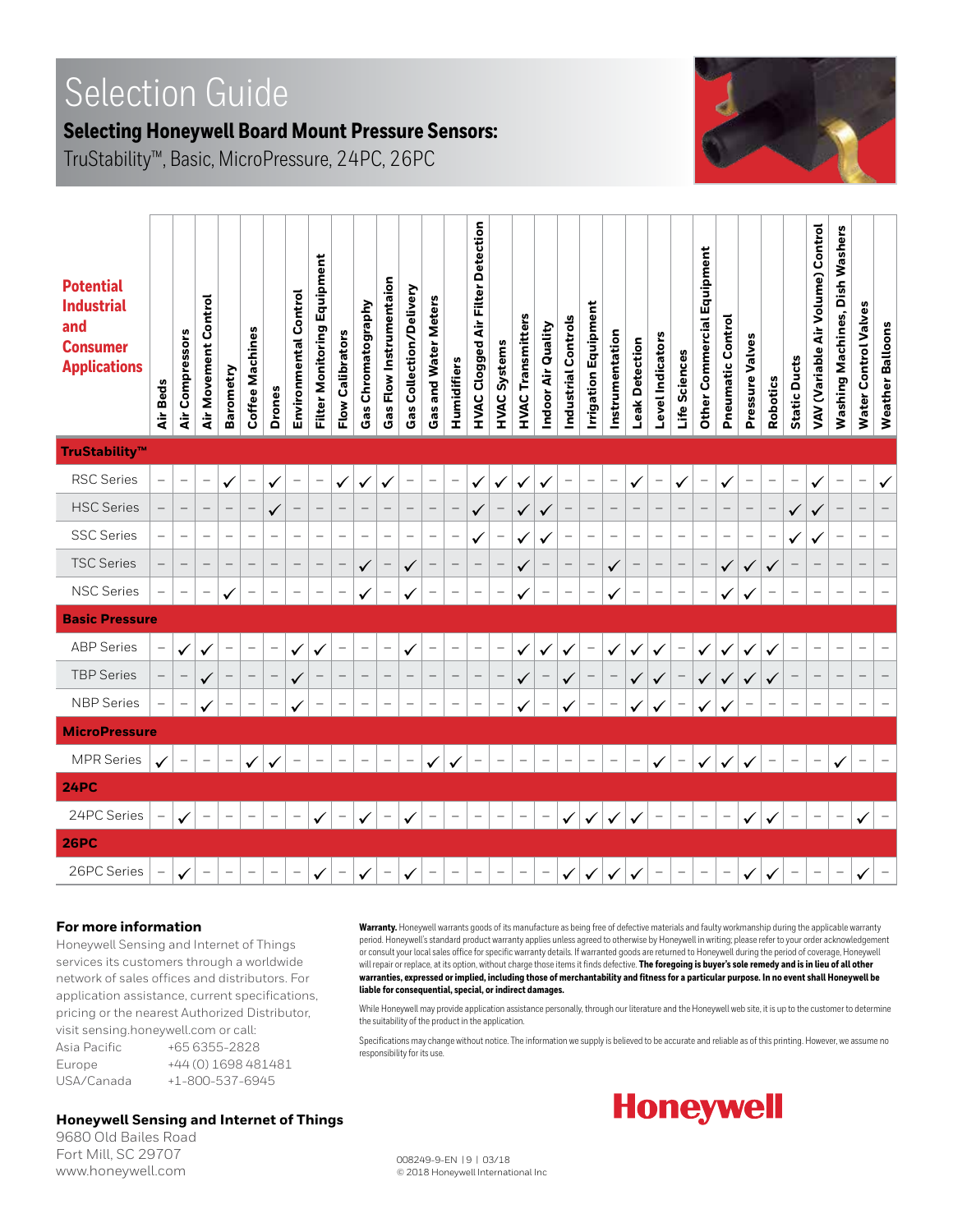# Selection Guide

## Selecting Honeywell Board Mount Pressure Sensors:

TruStability™, Basic, MicroPressure, 24PC, 26PC

| Potential Industrial and Consumer Applications | Air Beds | Air Compressors | Air Movement Control | Barometry | Coffee Machines | Drones | Environmental Control | Filter Monitoring Equipment | Flow Calibrators | Gas Chromatography | Gas Flow Instrumentaion | Gas Collection/Delivery | Gas and Water Meters | Humidifiers | HVAC Clogged Air Filter Detection | HVAC Systems | HVAC Transmitters | Indoor Air Quality | Industrial Controls | Irrigation Equipment | Instrumentation | Leak Detection | Level Indicators | Life Sciences | Other Commercial Equipment | Pneumatic Control | Pressure Valves | Robotics | Static Ducts | VAV (Variable Air Volume) Control | Washing Machines, Dish Washers | Water Control Valves | Weather Balloons |
|---|---|---|---|---|---|---|---|---|---|---|---|---|---|---|---|---|---|---|---|---|---|---|---|---|---|---|---|---|---|---|---|---|---|
| **TruStability™** | | | | | | | | | | | | | | | | | | | | | | | | | | | | | | | | | |
| RSC Series | – | – | – | ✓ | – | ✓ | – | – | ✓ | ✓ | ✓ | – | – | – | ✓ | ✓ | ✓ | ✓ | – | – | – | ✓ | – | ✓ | – | ✓ | – | – | – | ✓ | – | – | ✓ |
| HSC Series | – | – | – | – | – | ✓ | – | – | – | – | – | – | – | – | ✓ | – | ✓ | ✓ | – | – | – | – | – | – | – | – | – | – | ✓ | ✓ | – | – | – |
| SSC Series | – | – | – | – | – | – | – | – | – | – | – | – | – | – | ✓ | – | ✓ | ✓ | – | – | – | – | – | – | – | – | – | – | ✓ | ✓ | – | – | – |
| TSC Series | – | – | – | – | – | – | – | – | – | ✓ | – | ✓ | – | – | – | – | ✓ | – | – | – | ✓ | – | – | – | – | ✓ | ✓ | ✓ | – | – | – | – | – |
| NSC Series | – | – | – | ✓ | – | – | – | – | – | ✓ | – | ✓ | – | – | – | – | ✓ | – | – | – | ✓ | – | – | – | – | ✓ | ✓ | – | – | – | – | – | – |
| **Basic Pressure** | | | | | | | | | | | | | | | | | | | | | | | | | | | | | | | | | |
| ABP Series | – | ✓ | ✓ | – | – | – | ✓ | ✓ | – | – | – | ✓ | – | – | – | – | ✓ | ✓ | ✓ | – | ✓ | ✓ | ✓ | – | ✓ | ✓ | ✓ | ✓ | – | – | – | – | – |
| TBP Series | – | – | ✓ | – | – | – | ✓ | – | – | – | – | – | – | – | – | – | ✓ | – | ✓ | – | – | ✓ | ✓ | – | ✓ | ✓ | ✓ | ✓ | – | – | – | – | – |
| NBP Series | – | – | ✓ | – | – | – | ✓ | – | – | – | – | – | – | – | – | – | ✓ | – | ✓ | – | – | ✓ | ✓ | – | ✓ | ✓ | – | – | – | – | – | – | – |
| **MicroPressure** | | | | | | | | | | | | | | | | | | | | | | | | | | | | | | | | | |
| MPR Series | ✓ | – | – | – | ✓ | ✓ | – | – | – | – | – | – | ✓ | ✓ | – | – | – | – | – | – | – | – | ✓ | – | ✓ | ✓ | ✓ | – | – | – | ✓ | – | – |
| **24PC** | | | | | | | | | | | | | | | | | | | | | | | | | | | | | | | | | |
| 24PC Series | – | ✓ | – | – | – | – | – | ✓ | – | ✓ | – | ✓ | – | – | – | – | – | – | ✓ | ✓ | ✓ | ✓ | – | – | – | – | ✓ | ✓ | – | – | – | ✓ | – |
| **26PC** | | | | | | | | | | | | | | | | | | | | | | | | | | | | | | | | | |
| 26PC Series | – | ✓ | – | – | – | – | – | ✓ | – | ✓ | – | ✓ | – | – | – | – | – | – | ✓ | ✓ | ✓ | ✓ | – | – | – | – | ✓ | ✓ | – | – | – | ✓ | – |

### For more information

Honeywell Sensing and Internet of Things services its customers through a worldwide network of sales offices and distributors. For application assistance, current specifications, pricing or the nearest Authorized Distributor, visit sensing.honeywell.com or call:

Asia Pacific +65 6355-2828
Europe +44 (0) 1698 481481
USA/Canada +1-800-537-6945

**Warranty.** Honeywell warrants goods of its manufacture as being free of defective materials and faulty workmanship during the applicable warranty period. Honeywell's standard product warranty applies unless agreed to otherwise by Honeywell in writing; please refer to your order acknowledgement or consult your local sales office for specific warranty details. If warranted goods are returned to Honeywell during the period of coverage, Honeywell will repair or replace, at its option, without charge those items it finds defective. **The foregoing is buyer's sole remedy and is in lieu of all other warranties, expressed or implied, including those of merchantability and fitness for a particular purpose. In no event shall Honeywell be liable for consequential, special, or indirect damages.**

While Honeywell may provide application assistance personally, through our literature and the Honeywell web site, it is up to the customer to determine the suitability of the product in the application.

Specifications may change without notice. The information we supply is believed to be accurate and reliable as of this printing. However, we assume no responsibility for its use.

### Honeywell Sensing and Internet of Things

9680 Old Bailes Road
Fort Mill, SC 29707
www.honeywell.com

Honeywell

008249-9-EN | 9 | 03/18
© 2018 Honeywell International Inc